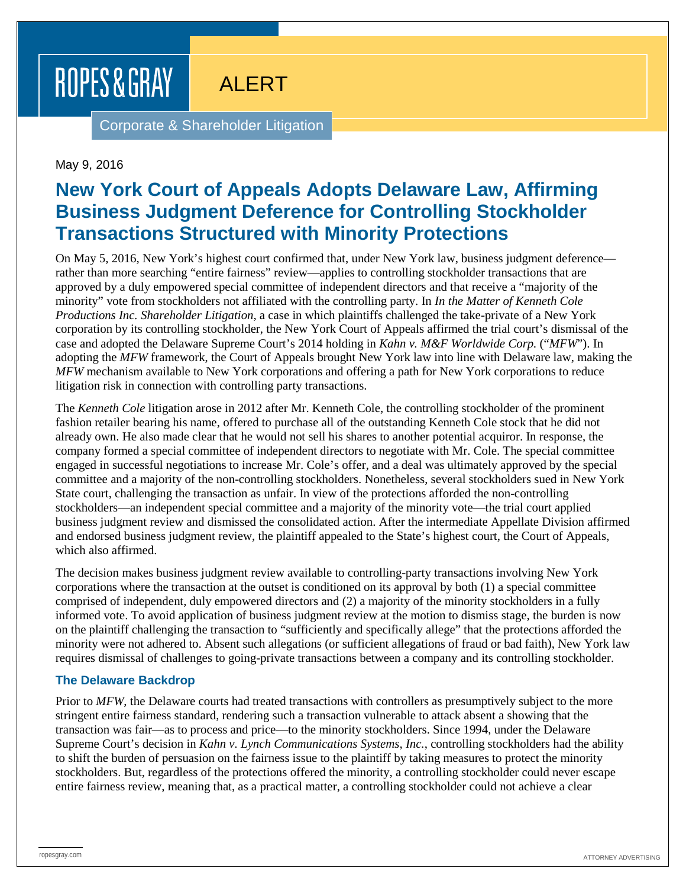ROPES & GRAY

ALERT

Corporate & Shareholder Litigation

May 9, 2016

# New York Court of Appeals Adopts Delaware Law, Affirming Business Judgment Deference for Controlling Stockholder Transactions Structured with Minority Protections

On May 5, 2016, New York's highest court confirmed that, under New York law, business judgment deference—rather than more searching "entire fairness" review—applies to controlling stockholder transactions that are approved by a duly empowered special committee of independent directors and that receive a "majority of the minority" vote from stockholders not affiliated with the controlling party. In *In the Matter of Kenneth Cole Productions Inc. Shareholder Litigation*, a case in which plaintiffs challenged the take-private of a New York corporation by its controlling stockholder, the New York Court of Appeals affirmed the trial court's dismissal of the case and adopted the Delaware Supreme Court's 2014 holding in *Kahn v. M&F Worldwide Corp.* ("*MFW*"). In adopting the *MFW* framework, the Court of Appeals brought New York law into line with Delaware law, making the *MFW* mechanism available to New York corporations and offering a path for New York corporations to reduce litigation risk in connection with controlling party transactions.

The *Kenneth Cole* litigation arose in 2012 after Mr. Kenneth Cole, the controlling stockholder of the prominent fashion retailer bearing his name, offered to purchase all of the outstanding Kenneth Cole stock that he did not already own. He also made clear that he would not sell his shares to another potential acquiror. In response, the company formed a special committee of independent directors to negotiate with Mr. Cole. The special committee engaged in successful negotiations to increase Mr. Cole's offer, and a deal was ultimately approved by the special committee and a majority of the non-controlling stockholders. Nonetheless, several stockholders sued in New York State court, challenging the transaction as unfair. In view of the protections afforded the non-controlling stockholders—an independent special committee and a majority of the minority vote—the trial court applied business judgment review and dismissed the consolidated action. After the intermediate Appellate Division affirmed and endorsed business judgment review, the plaintiff appealed to the State's highest court, the Court of Appeals, which also affirmed.

The decision makes business judgment review available to controlling-party transactions involving New York corporations where the transaction at the outset is conditioned on its approval by both (1) a special committee comprised of independent, duly empowered directors and (2) a majority of the minority stockholders in a fully informed vote. To avoid application of business judgment review at the motion to dismiss stage, the burden is now on the plaintiff challenging the transaction to "sufficiently and specifically allege" that the protections afforded the minority were not adhered to. Absent such allegations (or sufficient allegations of fraud or bad faith), New York law requires dismissal of challenges to going-private transactions between a company and its controlling stockholder.

### The Delaware Backdrop

Prior to *MFW*, the Delaware courts had treated transactions with controllers as presumptively subject to the more stringent entire fairness standard, rendering such a transaction vulnerable to attack absent a showing that the transaction was fair—as to process and price—to the minority stockholders. Since 1994, under the Delaware Supreme Court's decision in *Kahn v. Lynch Communications Systems, Inc.*, controlling stockholders had the ability to shift the burden of persuasion on the fairness issue to the plaintiff by taking measures to protect the minority stockholders. But, regardless of the protections offered the minority, a controlling stockholder could never escape entire fairness review, meaning that, as a practical matter, a controlling stockholder could not achieve a clear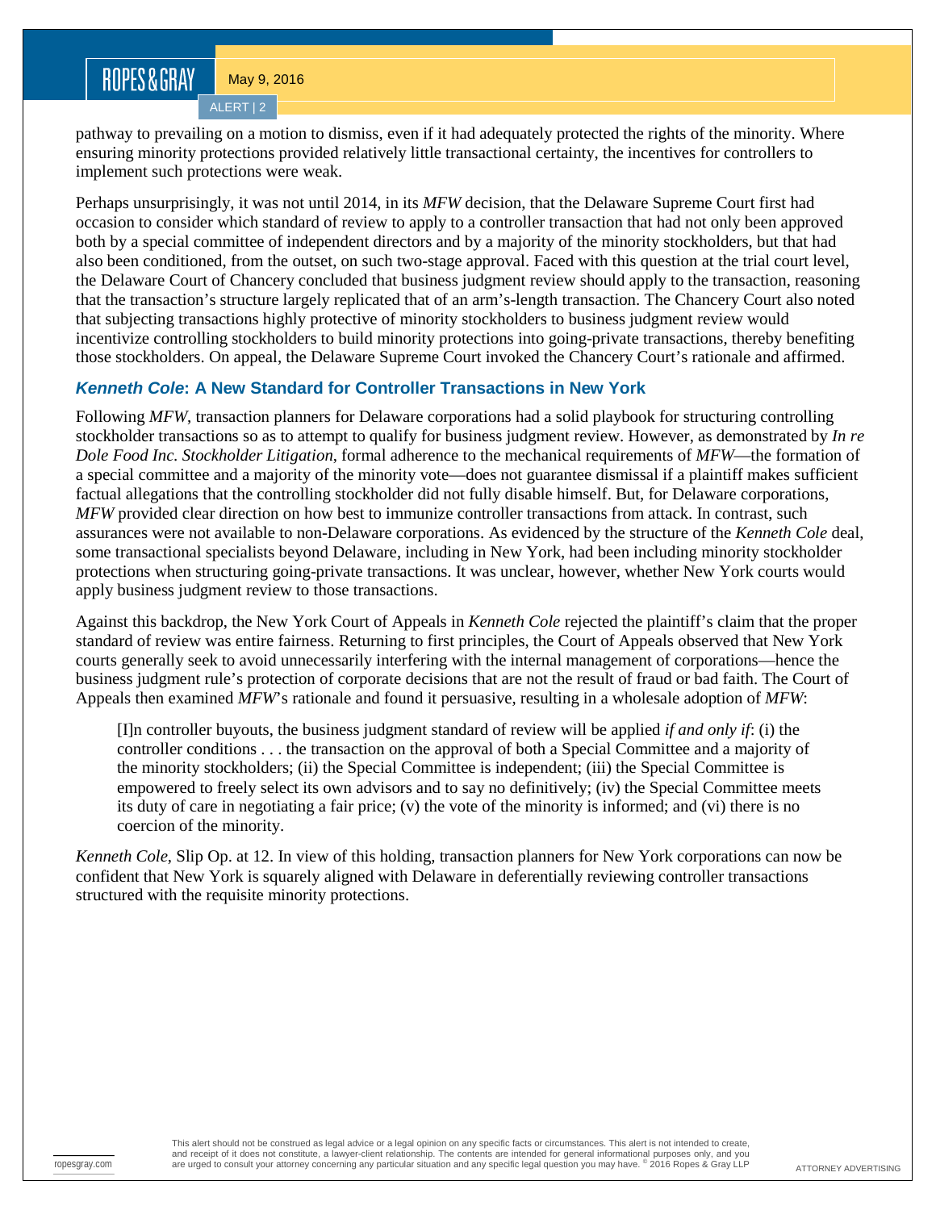pathway to prevailing on a motion to dismiss, even if it had adequately protected the rights of the minority. Where ensuring minority protections provided relatively little transactional certainty, the incentives for controllers to implement such protections were weak.

Perhaps unsurprisingly, it was not until 2014, in its *MFW* decision, that the Delaware Supreme Court first had occasion to consider which standard of review to apply to a controller transaction that had not only been approved both by a special committee of independent directors and by a majority of the minority stockholders, but that had also been conditioned, from the outset, on such two-stage approval. Faced with this question at the trial court level, the Delaware Court of Chancery concluded that business judgment review should apply to the transaction, reasoning that the transaction's structure largely replicated that of an arm's-length transaction. The Chancery Court also noted that subjecting transactions highly protective of minority stockholders to business judgment review would incentivize controlling stockholders to build minority protections into going-private transactions, thereby benefiting those stockholders. On appeal, the Delaware Supreme Court invoked the Chancery Court's rationale and affirmed.

### *Kenneth Cole*: A New Standard for Controller Transactions in New York

Following *MFW*, transaction planners for Delaware corporations had a solid playbook for structuring controlling stockholder transactions so as to attempt to qualify for business judgment review. However, as demonstrated by *In re Dole Food Inc. Stockholder Litigation*, formal adherence to the mechanical requirements of *MFW*—the formation of a special committee and a majority of the minority vote—does not guarantee dismissal if a plaintiff makes sufficient factual allegations that the controlling stockholder did not fully disable himself. But, for Delaware corporations, *MFW* provided clear direction on how best to immunize controller transactions from attack. In contrast, such assurances were not available to non-Delaware corporations. As evidenced by the structure of the *Kenneth Cole* deal, some transactional specialists beyond Delaware, including in New York, had been including minority stockholder protections when structuring going-private transactions. It was unclear, however, whether New York courts would apply business judgment review to those transactions.

Against this backdrop, the New York Court of Appeals in *Kenneth Cole* rejected the plaintiff's claim that the proper standard of review was entire fairness. Returning to first principles, the Court of Appeals observed that New York courts generally seek to avoid unnecessarily interfering with the internal management of corporations—hence the business judgment rule's protection of corporate decisions that are not the result of fraud or bad faith. The Court of Appeals then examined *MFW*'s rationale and found it persuasive, resulting in a wholesale adoption of *MFW*:

> [I]n controller buyouts, the business judgment standard of review will be applied *if and only if*: (i) the controller conditions . . . the transaction on the approval of both a Special Committee and a majority of the minority stockholders; (ii) the Special Committee is independent; (iii) the Special Committee is empowered to freely select its own advisors and to say no definitively; (iv) the Special Committee meets its duty of care in negotiating a fair price; (v) the vote of the minority is informed; and (vi) there is no coercion of the minority.

*Kenneth Cole*, Slip Op. at 12. In view of this holding, transaction planners for New York corporations can now be confident that New York is squarely aligned with Delaware in deferentially reviewing controller transactions structured with the requisite minority protections.

This alert should not be construed as legal advice or a legal opinion on any specific facts or circumstances. This alert is not intended to create, and receipt of it does not constitute, a lawyer-client relationship. The contents are intended for general informational purposes only, and you are urged to consult your attorney concerning any particular situation and any specific legal question you may have. © 2016 Ropes & Gray LLP

ATTORNEY ADVERTISING